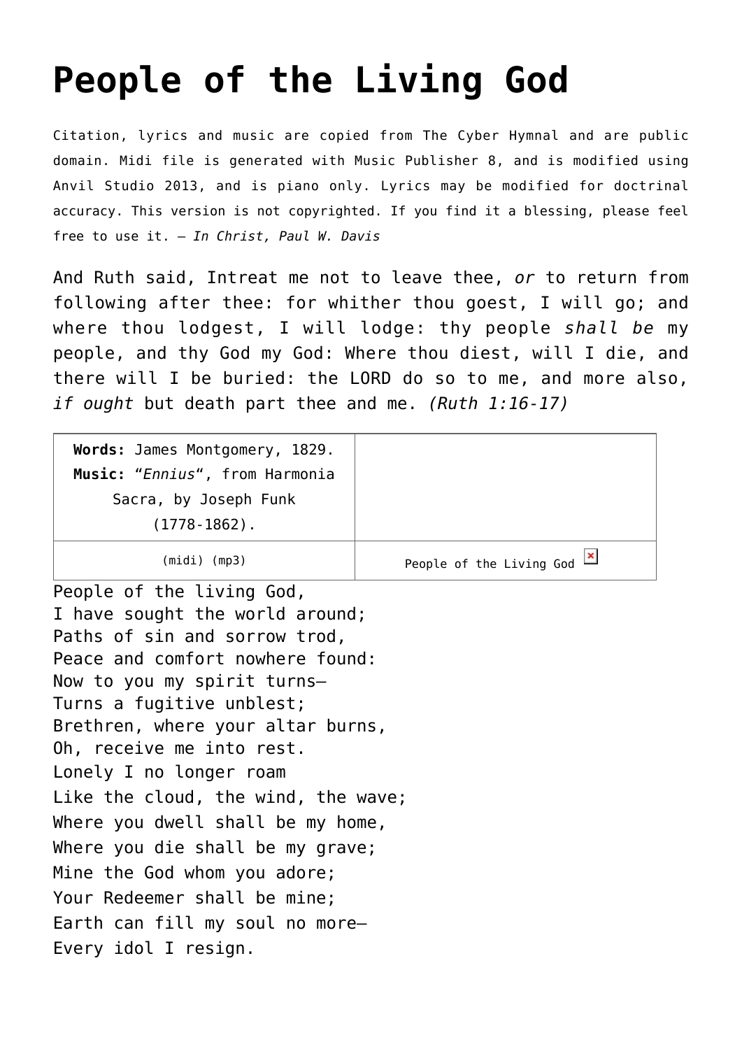# People of the Living God

Citation, lyrics and music are copied from The Cyber Hymnal and are public domain. Midi file is generated with Music Publisher 8, and is modified using Anvil Studio 2013, and is piano only. Lyrics may be modified for doctrinal accuracy. This version is not copyrighted. If you find it a blessing, please feel free to use it. – *In Christ, Paul W. Davis*

And Ruth said, Intreat me not to leave thee, *or* to return from following after thee: for whither thou goest, I will go; and where thou lodgest, I will lodge: thy people *shall be* my people, and thy God my God: Where thou diest, will I die, and there will I be buried: the LORD do so to me, and more also, *if ought* but death part thee and me. *(Ruth 1:16-17)*

| **Words:** James Montgomery, 1829. **Music:** "*Ennius*", from Harmonia Sacra, by Joseph Funk (1778-1862). | |
|---|---|
| (midi) (mp3) | People of the Living God |

People of the living God,
I have sought the world around;
Paths of sin and sorrow trod,
Peace and comfort nowhere found:
Now to you my spirit turns—
Turns a fugitive unblest;
Brethren, where your altar burns,
Oh, receive me into rest.
Lonely I no longer roam
Like the cloud, the wind, the wave;
Where you dwell shall be my home,
Where you die shall be my grave;
Mine the God whom you adore;
Your Redeemer shall be mine;
Earth can fill my soul no more—
Every idol I resign.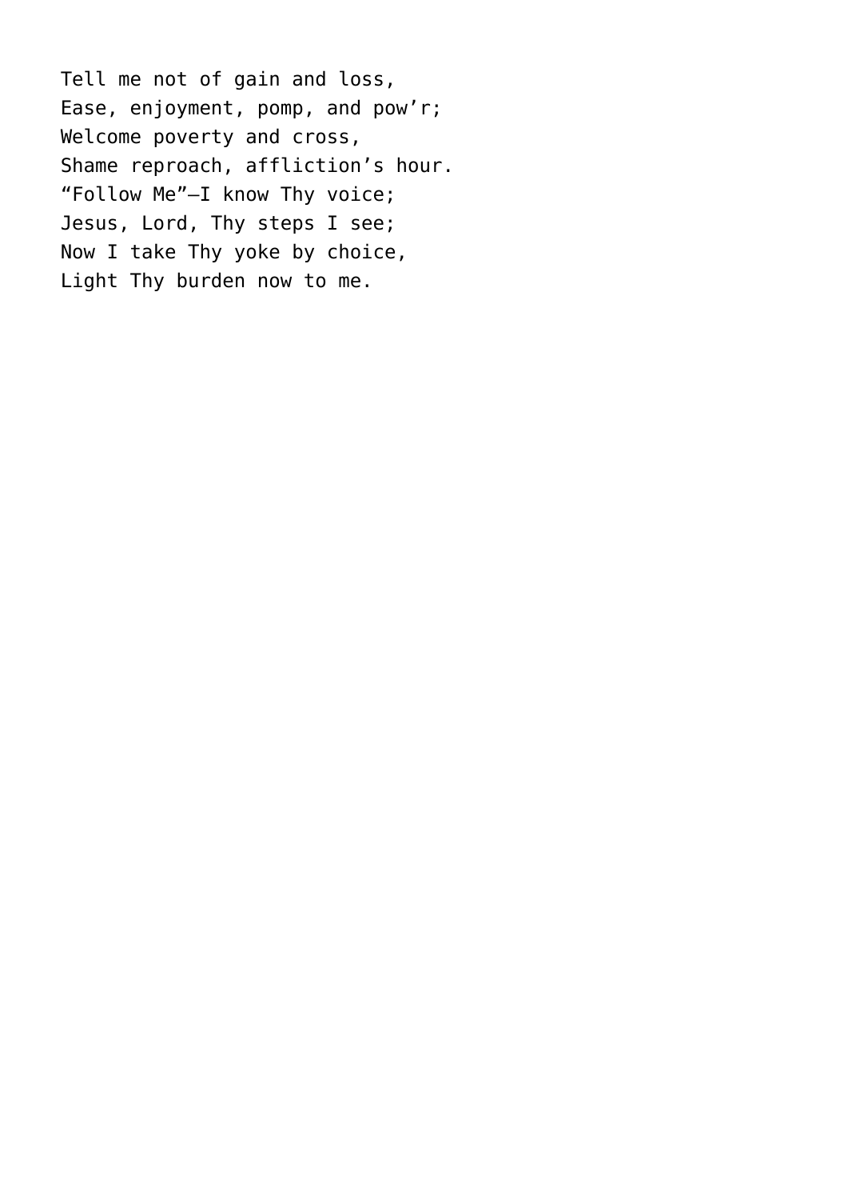Tell me not of gain and loss,
Ease, enjoyment, pomp, and pow’r;
Welcome poverty and cross,
Shame reproach, affliction’s hour.
“Follow Me”—I know Thy voice;
Jesus, Lord, Thy steps I see;
Now I take Thy yoke by choice,
Light Thy burden now to me.